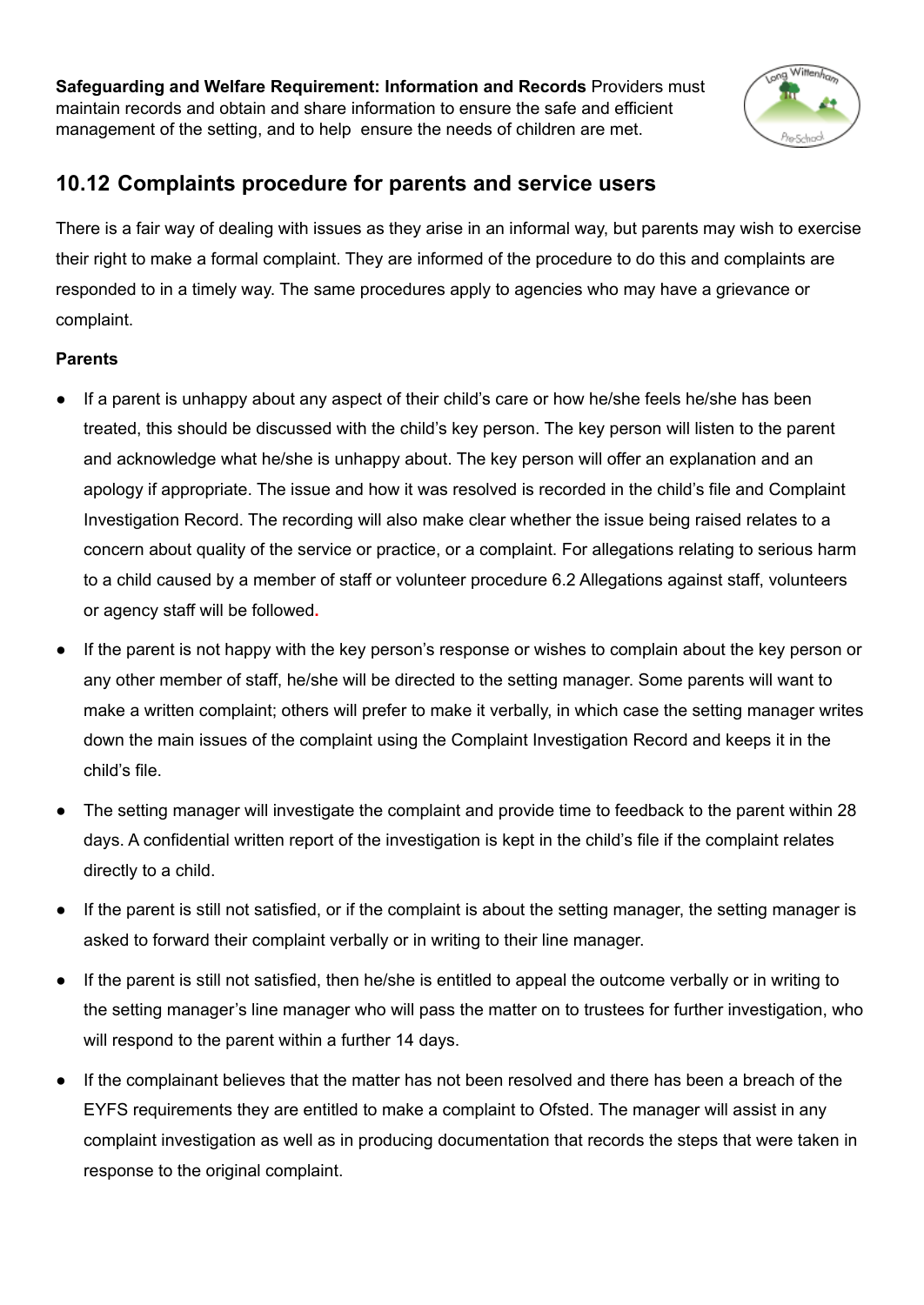**Safeguarding and Welfare Requirement: Information and Records** Providers must maintain records and obtain and share information to ensure the safe and efficient management of the setting, and to help ensure the needs of children are met.

## 10.12 Complaints procedure for parents and service users

There is a fair way of dealing with issues as they arise in an informal way, but parents may wish to exercise their right to make a formal complaint. They are informed of the procedure to do this and complaints are responded to in a timely way. The same procedures apply to agencies who may have a grievance or complaint.

**Parents**

- If a parent is unhappy about any aspect of their child's care or how he/she feels he/she has been treated, this should be discussed with the child's key person. The key person will listen to the parent and acknowledge what he/she is unhappy about. The key person will offer an explanation and an apology if appropriate. The issue and how it was resolved is recorded in the child's file and Complaint Investigation Record. The recording will also make clear whether the issue being raised relates to a concern about quality of the service or practice, or a complaint. For allegations relating to serious harm to a child caused by a member of staff or volunteer procedure 6.2 Allegations against staff, volunteers or agency staff will be followed.
- If the parent is not happy with the key person's response or wishes to complain about the key person or any other member of staff, he/she will be directed to the setting manager. Some parents will want to make a written complaint; others will prefer to make it verbally, in which case the setting manager writes down the main issues of the complaint using the Complaint Investigation Record and keeps it in the child's file.
- The setting manager will investigate the complaint and provide time to feedback to the parent within 28 days. A confidential written report of the investigation is kept in the child's file if the complaint relates directly to a child.
- If the parent is still not satisfied, or if the complaint is about the setting manager, the setting manager is asked to forward their complaint verbally or in writing to their line manager.
- If the parent is still not satisfied, then he/she is entitled to appeal the outcome verbally or in writing to the setting manager's line manager who will pass the matter on to trustees for further investigation, who will respond to the parent within a further 14 days.
- If the complainant believes that the matter has not been resolved and there has been a breach of the EYFS requirements they are entitled to make a complaint to Ofsted. The manager will assist in any complaint investigation as well as in producing documentation that records the steps that were taken in response to the original complaint.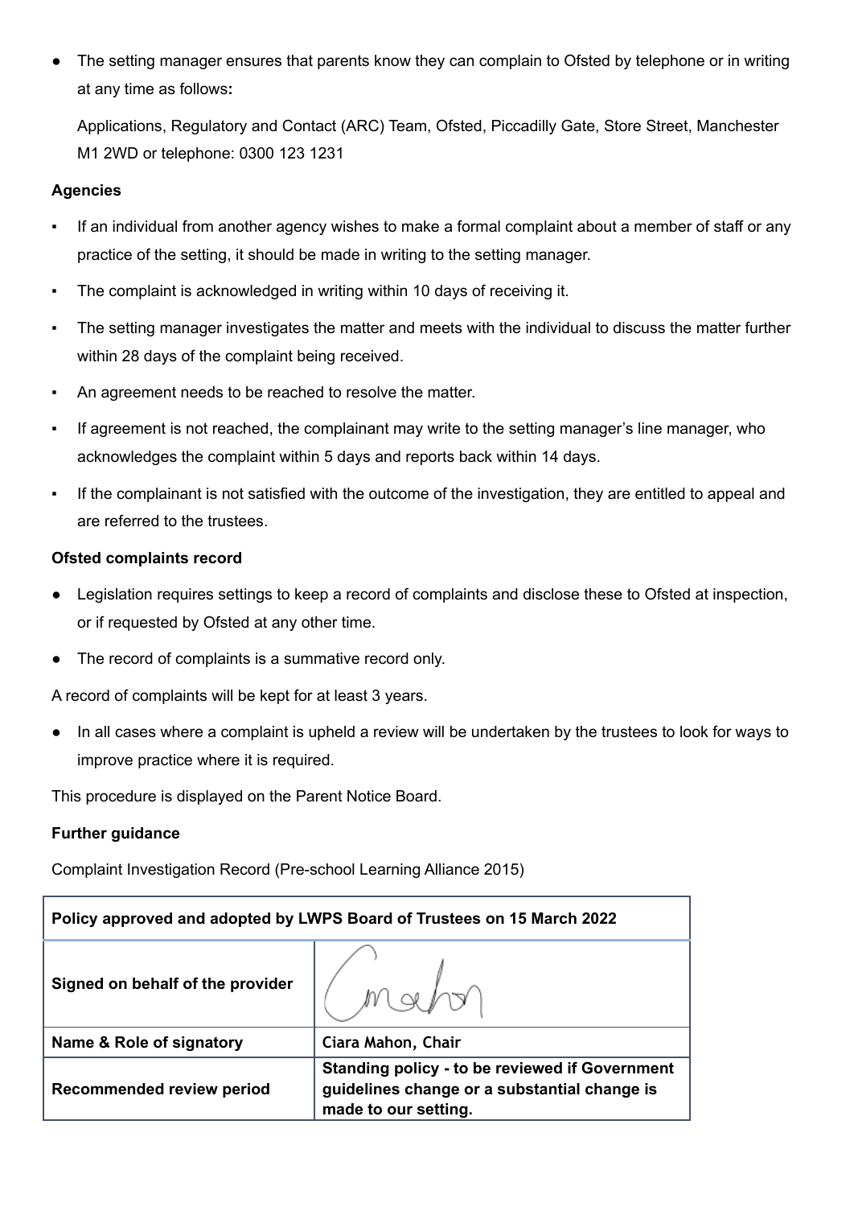- The setting manager ensures that parents know they can complain to Ofsted by telephone or in writing at any time as follows**:**

  Applications, Regulatory and Contact (ARC) Team, Ofsted, Piccadilly Gate, Store Street, Manchester M1 2WD or telephone: 0300 123 1231

**Agencies**

- If an individual from another agency wishes to make a formal complaint about a member of staff or any practice of the setting, it should be made in writing to the setting manager.
- The complaint is acknowledged in writing within 10 days of receiving it.
- The setting manager investigates the matter and meets with the individual to discuss the matter further within 28 days of the complaint being received.
- An agreement needs to be reached to resolve the matter.
- If agreement is not reached, the complainant may write to the setting manager's line manager, who acknowledges the complaint within 5 days and reports back within 14 days.
- If the complainant is not satisfied with the outcome of the investigation, they are entitled to appeal and are referred to the trustees.

**Ofsted complaints record**

- Legislation requires settings to keep a record of complaints and disclose these to Ofsted at inspection, or if requested by Ofsted at any other time.
- The record of complaints is a summative record only.

A record of complaints will be kept for at least 3 years.

- In all cases where a complaint is upheld a review will be undertaken by the trustees to look for ways to improve practice where it is required.

This procedure is displayed on the Parent Notice Board.

**Further guidance**

Complaint Investigation Record (Pre-school Learning Alliance 2015)

| **Policy approved and adopted by LWPS Board of Trustees on 15 March 2022** | |
|---|---|
| **Signed on behalf of the provider** | CMahon |
| **Name & Role of signatory** | Ciara Mahon, Chair |
| **Recommended review period** | **Standing policy - to be reviewed if Government guidelines change or a substantial change is made to our setting.** |